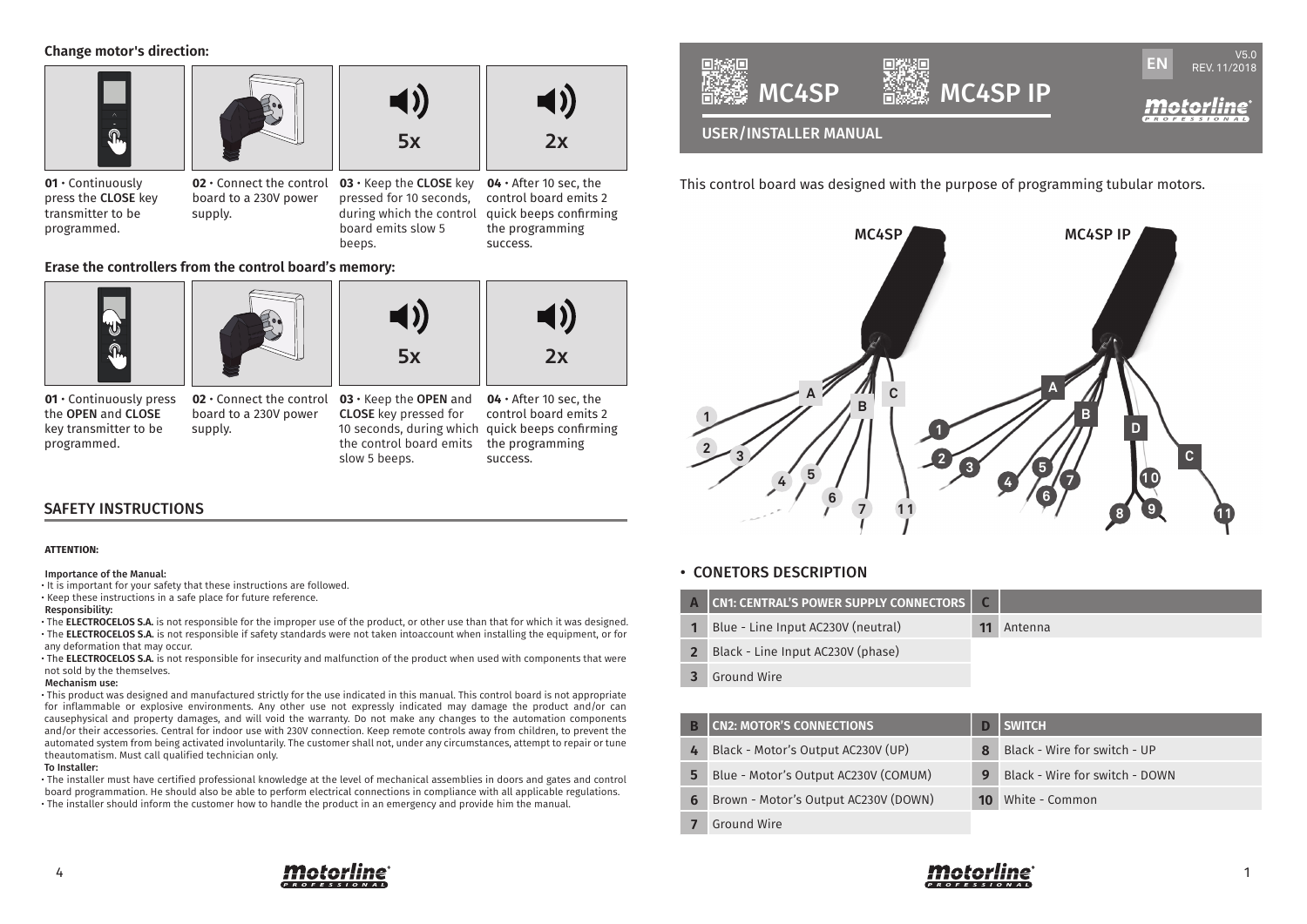## Change motor's direction:

**01** · Continuously press the **CLOSE** key transmitter to be programmed.

**02** · Connect the control board to a 230V power supply.

**03** · Keep the **CLOSE** key pressed for 10 seconds, during which the control board emits slow 5 beeps.

**04** · After 10 sec, the control board emits 2 quick beeps confirming the programming success.

## Erase the controllers from the control board's memory:

**01** · Continuously press the **OPEN** and **CLOSE** key transmitter to be programmed.

**02** · Connect the control board to a 230V power supply.

**03** · Keep the **OPEN** and **CLOSE** key pressed for 10 seconds, during which the control board emits slow 5 beeps.

**04** · After 10 sec, the control board emits 2 quick beeps confirming the programming success.

## SAFETY INSTRUCTIONS

**ATTENTION:**

**Importance of the Manual:**

- It is important for your safety that these instructions are followed.
- Keep these instructions in a safe place for future reference.

**Responsibility:**

- The **ELECTROCELOS S.A.** is not responsible for the improper use of the product, or other use than that for which it was designed.
- The **ELECTROCELOS S.A.** is not responsible if safety standards were not taken intoaccount when installing the equipment, or for any deformation that may occur.
- The **ELECTROCELOS S.A.** is not responsible for insecurity and malfunction of the product when used with components that were not sold by the themselves.

**Mechanism use:**

- This product was designed and manufactured strictly for the use indicated in this manual. This control board is not appropriate for inflammable or explosive environments. Any other use not expressly indicated may damage the product and/or can causephysical and property damages, and will void the warranty. Do not make any changes to the automation components and/or their accessories. Central for indoor use with 230V connection. Keep remote controls away from children, to prevent the automated system from being activated involuntarily. The customer shall not, under any circumstances, attempt to repair or tune theautomatism. Must call qualified technician only.

**To Installer:**

- The installer must have certified professional knowledge at the level of mechanical assemblies in doors and gates and control board programmation. He should also be able to perform electrical connections in compliance with all applicable regulations.
- The installer should inform the customer how to handle the product in an emergency and provide him the manual.

# MC4SP / MC4SP IP

EN V5.0 REV. 11/2018

## USER/INSTALLER MANUAL

This control board was designed with the purpose of programming tubular motors.

## • CONETORS DESCRIPTION

| A | CN1: CENTRAL'S POWER SUPPLY CONNECTORS | C | |
|---|---|---|---|
| 1 | Blue - Line Input AC230V (neutral) | 11 | Antenna |
| 2 | Black - Line Input AC230V (phase) | | |
| 3 | Ground Wire | | |

| B | CN2: MOTOR'S CONNECTIONS | D | SWITCH |
|---|---|---|---|
| 4 | Black - Motor's Output AC230V (UP) | 8 | Black - Wire for switch - UP |
| 5 | Blue - Motor's Output AC230V (COMUM) | 9 | Black - Wire for switch - DOWN |
| 6 | Brown - Motor's Output AC230V (DOWN) | 10 | White - Common |
| 7 | Ground Wire | | |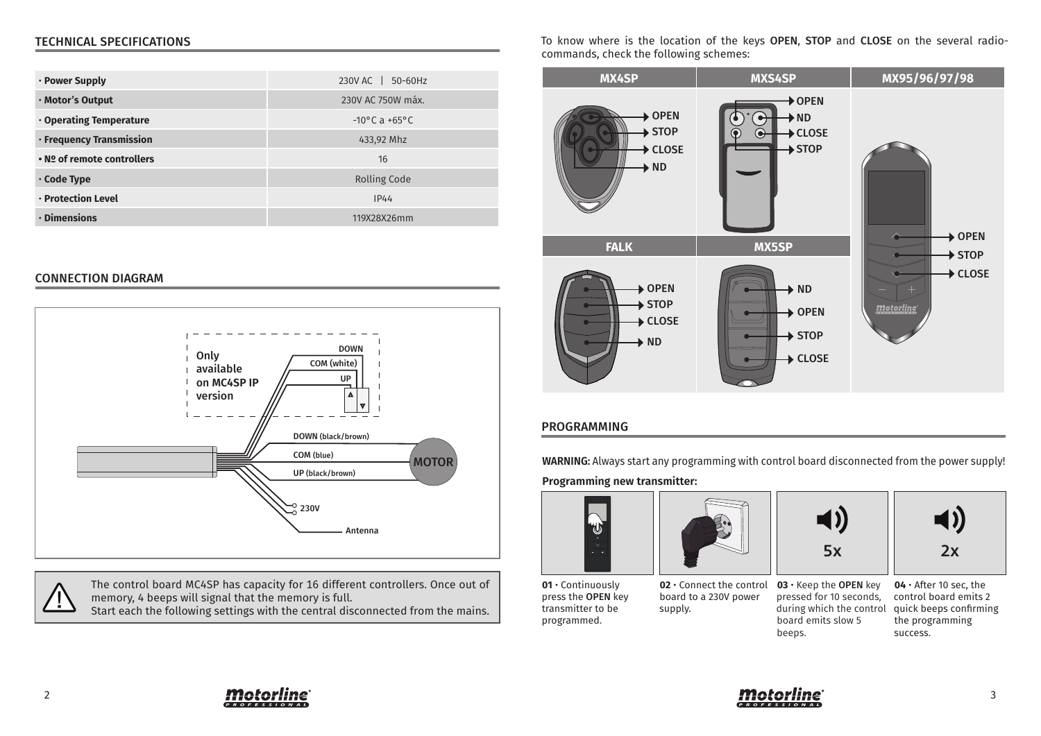## TECHNICAL SPECIFICATIONS

| | |
|---|---|
| · Power Supply | 230V AC \| 50-60Hz |
| · Motor's Output | 230V AC 750W máx. |
| · Operating Temperature | -10°C a +65°C |
| · Frequency Transmission | 433,92 Mhz |
| · Nº of remote controllers | 16 |
| · Code Type | Rolling Code |
| · Protection Level | IP44 |
| · Dimensions | 119X28X26mm |

## CONNECTION DIAGRAM

Only available on MC4SP IP version

DOWN

COM (white)

UP

DOWN (black/brown)

COM (blue)

UP (black/brown)

MOTOR

230V

Antenna

The control board MC4SP has capacity for 16 different controllers. Once out of memory, 4 beeps will signal that the memory is full.
Start each the following settings with the central disconnected from the mains.

To know where is the location of the keys **OPEN**, **STOP** and **CLOSE** on the several radio-commands, check the following schemes:

**MX4SP**

OPEN
STOP
CLOSE
ND

**MXS4SP**

OPEN
ND
CLOSE
STOP

**MX95/96/97/98**

OPEN
STOP
CLOSE

**FALK**

OPEN
STOP
CLOSE
ND

**MX5SP**

ND
OPEN
STOP
CLOSE

## PROGRAMMING

**WARNING:** Always start any programming with control board disconnected from the power supply!

**Programming new transmitter:**

5x

2x

**01** · Continuously press the **OPEN** key transmitter to be programmed.

**02** · Connect the control board to a 230V power supply.

**03** · Keep the **OPEN** key pressed for 10 seconds, during which the control board emits slow 5 beeps.

**04** · After 10 sec, the control board emits 2 quick beeps confirming the programming success.